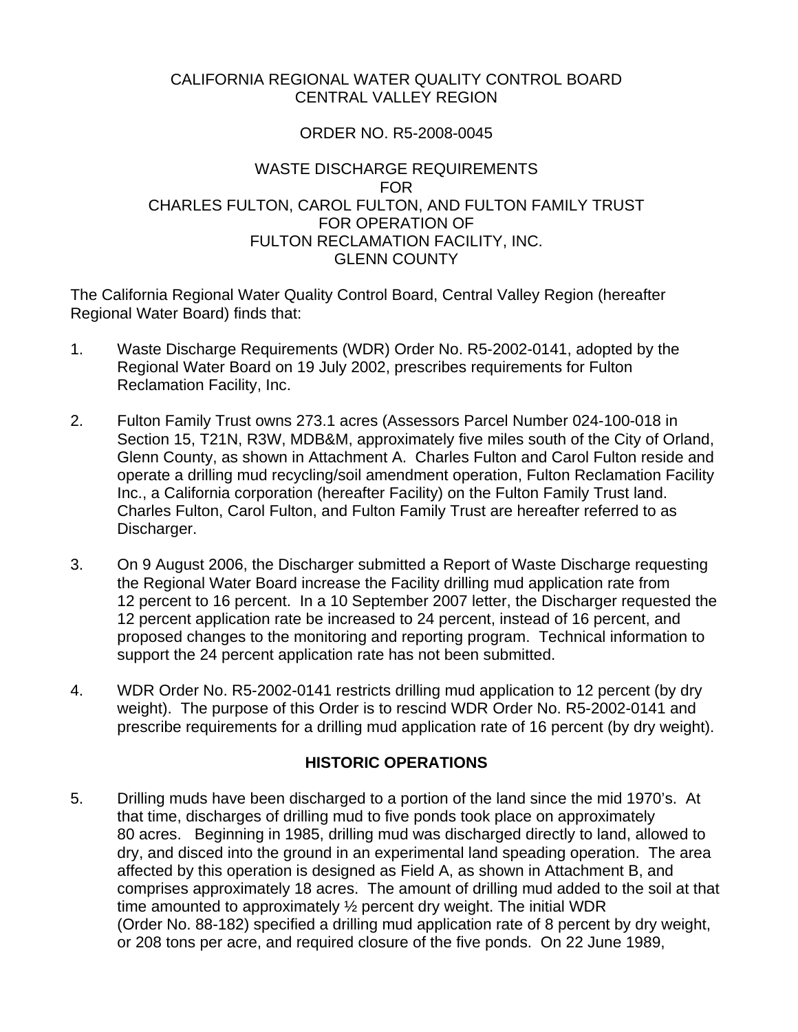CALIFORNIA REGIONAL WATER QUALITY CONTROL BOARD
CENTRAL VALLEY REGION

ORDER NO. R5-2008-0045

WASTE DISCHARGE REQUIREMENTS
FOR
CHARLES FULTON, CAROL FULTON, AND FULTON FAMILY TRUST
FOR OPERATION OF
FULTON RECLAMATION FACILITY, INC.
GLENN COUNTY

The California Regional Water Quality Control Board, Central Valley Region (hereafter Regional Water Board) finds that:

1. Waste Discharge Requirements (WDR) Order No. R5-2002-0141, adopted by the Regional Water Board on 19 July 2002, prescribes requirements for Fulton Reclamation Facility, Inc.

2. Fulton Family Trust owns 273.1 acres (Assessors Parcel Number 024-100-018 in Section 15, T21N, R3W, MDB&M, approximately five miles south of the City of Orland, Glenn County, as shown in Attachment A. Charles Fulton and Carol Fulton reside and operate a drilling mud recycling/soil amendment operation, Fulton Reclamation Facility Inc., a California corporation (hereafter Facility) on the Fulton Family Trust land. Charles Fulton, Carol Fulton, and Fulton Family Trust are hereafter referred to as Discharger.

3. On 9 August 2006, the Discharger submitted a Report of Waste Discharge requesting the Regional Water Board increase the Facility drilling mud application rate from 12 percent to 16 percent. In a 10 September 2007 letter, the Discharger requested the 12 percent application rate be increased to 24 percent, instead of 16 percent, and proposed changes to the monitoring and reporting program. Technical information to support the 24 percent application rate has not been submitted.

4. WDR Order No. R5-2002-0141 restricts drilling mud application to 12 percent (by dry weight). The purpose of this Order is to rescind WDR Order No. R5-2002-0141 and prescribe requirements for a drilling mud application rate of 16 percent (by dry weight).

## HISTORIC OPERATIONS

5. Drilling muds have been discharged to a portion of the land since the mid 1970's. At that time, discharges of drilling mud to five ponds took place on approximately 80 acres. Beginning in 1985, drilling mud was discharged directly to land, allowed to dry, and disced into the ground in an experimental land speading operation. The area affected by this operation is designed as Field A, as shown in Attachment B, and comprises approximately 18 acres. The amount of drilling mud added to the soil at that time amounted to approximately ½ percent dry weight. The initial WDR (Order No. 88-182) specified a drilling mud application rate of 8 percent by dry weight, or 208 tons per acre, and required closure of the five ponds. On 22 June 1989,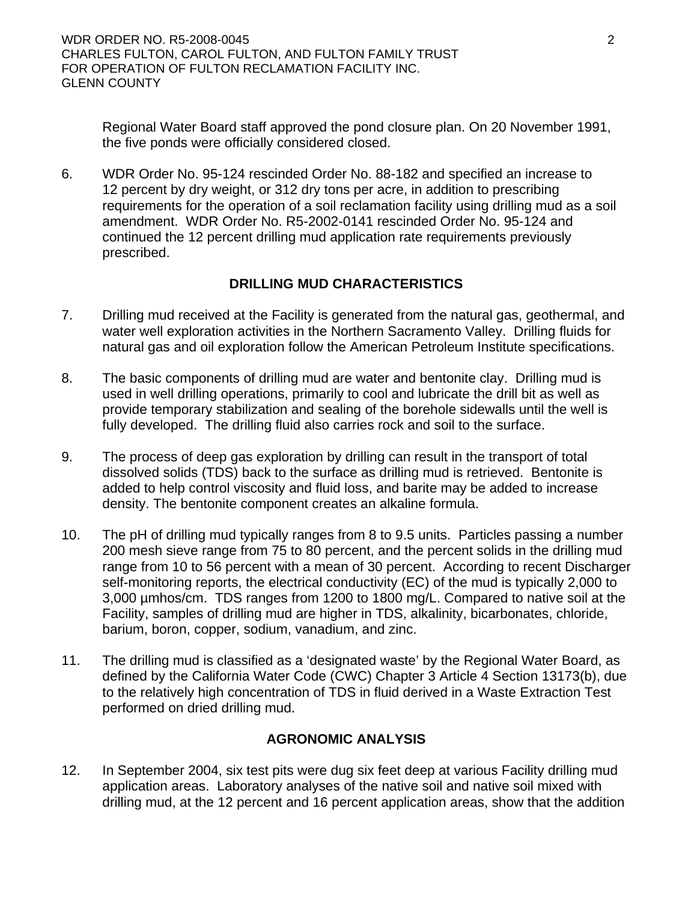Regional Water Board staff approved the pond closure plan. On 20 November 1991, the five ponds were officially considered closed.

6. WDR Order No. 95-124 rescinded Order No. 88-182 and specified an increase to 12 percent by dry weight, or 312 dry tons per acre, in addition to prescribing requirements for the operation of a soil reclamation facility using drilling mud as a soil amendment. WDR Order No. R5-2002-0141 rescinded Order No. 95-124 and continued the 12 percent drilling mud application rate requirements previously prescribed.

## DRILLING MUD CHARACTERISTICS

7. Drilling mud received at the Facility is generated from the natural gas, geothermal, and water well exploration activities in the Northern Sacramento Valley. Drilling fluids for natural gas and oil exploration follow the American Petroleum Institute specifications.

8. The basic components of drilling mud are water and bentonite clay. Drilling mud is used in well drilling operations, primarily to cool and lubricate the drill bit as well as provide temporary stabilization and sealing of the borehole sidewalls until the well is fully developed. The drilling fluid also carries rock and soil to the surface.

9. The process of deep gas exploration by drilling can result in the transport of total dissolved solids (TDS) back to the surface as drilling mud is retrieved. Bentonite is added to help control viscosity and fluid loss, and barite may be added to increase density. The bentonite component creates an alkaline formula.

10. The pH of drilling mud typically ranges from 8 to 9.5 units. Particles passing a number 200 mesh sieve range from 75 to 80 percent, and the percent solids in the drilling mud range from 10 to 56 percent with a mean of 30 percent. According to recent Discharger self-monitoring reports, the electrical conductivity (EC) of the mud is typically 2,000 to 3,000 µmhos/cm. TDS ranges from 1200 to 1800 mg/L. Compared to native soil at the Facility, samples of drilling mud are higher in TDS, alkalinity, bicarbonates, chloride, barium, boron, copper, sodium, vanadium, and zinc.

11. The drilling mud is classified as a 'designated waste' by the Regional Water Board, as defined by the California Water Code (CWC) Chapter 3 Article 4 Section 13173(b), due to the relatively high concentration of TDS in fluid derived in a Waste Extraction Test performed on dried drilling mud.

## AGRONOMIC ANALYSIS

12. In September 2004, six test pits were dug six feet deep at various Facility drilling mud application areas. Laboratory analyses of the native soil and native soil mixed with drilling mud, at the 12 percent and 16 percent application areas, show that the addition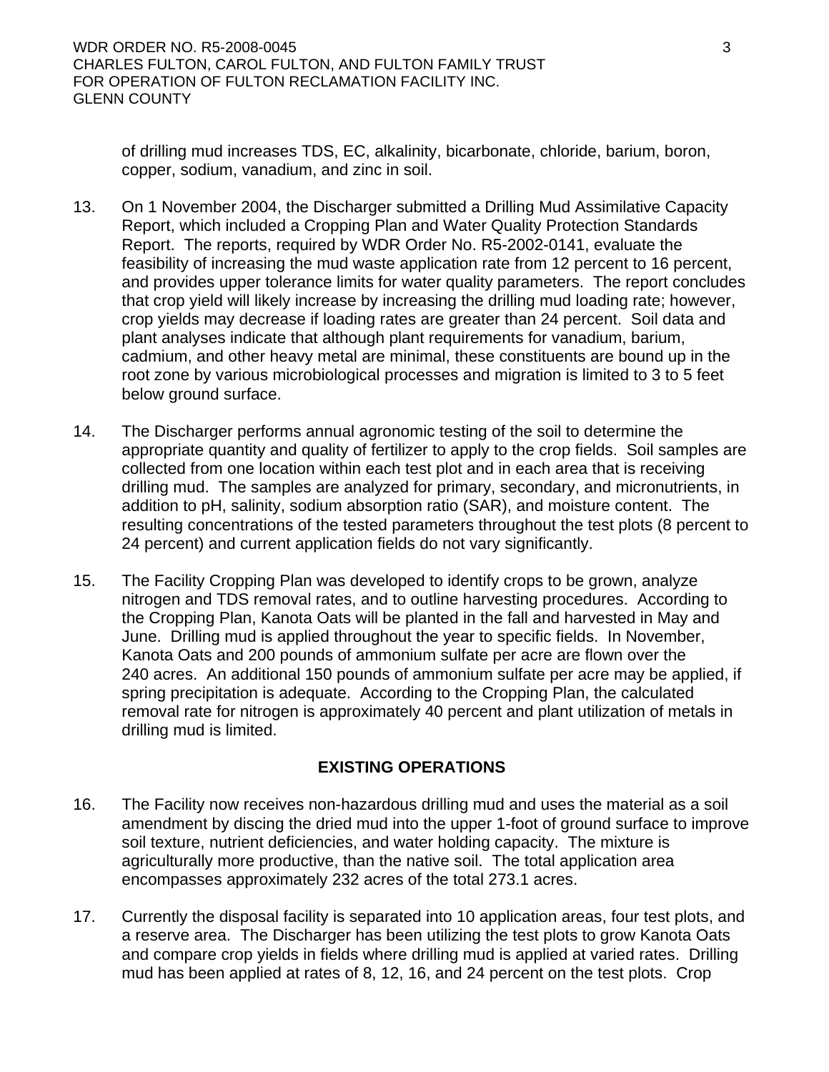of drilling mud increases TDS, EC, alkalinity, bicarbonate, chloride, barium, boron, copper, sodium, vanadium, and zinc in soil.

13. On 1 November 2004, the Discharger submitted a Drilling Mud Assimilative Capacity Report, which included a Cropping Plan and Water Quality Protection Standards Report. The reports, required by WDR Order No. R5-2002-0141, evaluate the feasibility of increasing the mud waste application rate from 12 percent to 16 percent, and provides upper tolerance limits for water quality parameters. The report concludes that crop yield will likely increase by increasing the drilling mud loading rate; however, crop yields may decrease if loading rates are greater than 24 percent. Soil data and plant analyses indicate that although plant requirements for vanadium, barium, cadmium, and other heavy metal are minimal, these constituents are bound up in the root zone by various microbiological processes and migration is limited to 3 to 5 feet below ground surface.

14. The Discharger performs annual agronomic testing of the soil to determine the appropriate quantity and quality of fertilizer to apply to the crop fields. Soil samples are collected from one location within each test plot and in each area that is receiving drilling mud. The samples are analyzed for primary, secondary, and micronutrients, in addition to pH, salinity, sodium absorption ratio (SAR), and moisture content. The resulting concentrations of the tested parameters throughout the test plots (8 percent to 24 percent) and current application fields do not vary significantly.

15. The Facility Cropping Plan was developed to identify crops to be grown, analyze nitrogen and TDS removal rates, and to outline harvesting procedures. According to the Cropping Plan, Kanota Oats will be planted in the fall and harvested in May and June. Drilling mud is applied throughout the year to specific fields. In November, Kanota Oats and 200 pounds of ammonium sulfate per acre are flown over the 240 acres. An additional 150 pounds of ammonium sulfate per acre may be applied, if spring precipitation is adequate. According to the Cropping Plan, the calculated removal rate for nitrogen is approximately 40 percent and plant utilization of metals in drilling mud is limited.

## EXISTING OPERATIONS

16. The Facility now receives non-hazardous drilling mud and uses the material as a soil amendment by discing the dried mud into the upper 1-foot of ground surface to improve soil texture, nutrient deficiencies, and water holding capacity. The mixture is agriculturally more productive, than the native soil. The total application area encompasses approximately 232 acres of the total 273.1 acres.

17. Currently the disposal facility is separated into 10 application areas, four test plots, and a reserve area. The Discharger has been utilizing the test plots to grow Kanota Oats and compare crop yields in fields where drilling mud is applied at varied rates. Drilling mud has been applied at rates of 8, 12, 16, and 24 percent on the test plots. Crop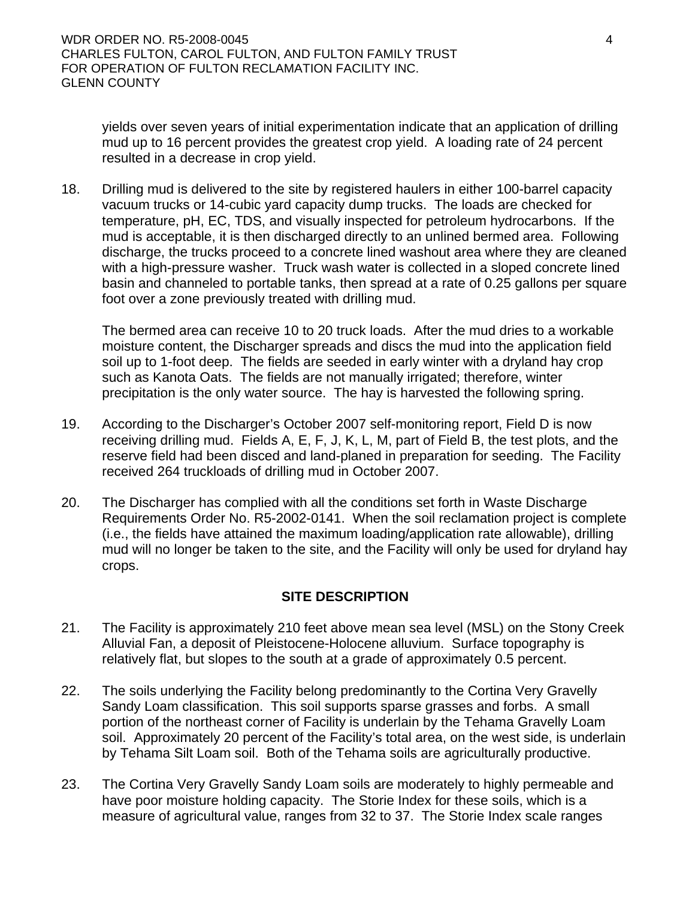yields over seven years of initial experimentation indicate that an application of drilling mud up to 16 percent provides the greatest crop yield. A loading rate of 24 percent resulted in a decrease in crop yield.

18. Drilling mud is delivered to the site by registered haulers in either 100-barrel capacity vacuum trucks or 14-cubic yard capacity dump trucks. The loads are checked for temperature, pH, EC, TDS, and visually inspected for petroleum hydrocarbons. If the mud is acceptable, it is then discharged directly to an unlined bermed area. Following discharge, the trucks proceed to a concrete lined washout area where they are cleaned with a high-pressure washer. Truck wash water is collected in a sloped concrete lined basin and channeled to portable tanks, then spread at a rate of 0.25 gallons per square foot over a zone previously treated with drilling mud.

    The bermed area can receive 10 to 20 truck loads. After the mud dries to a workable moisture content, the Discharger spreads and discs the mud into the application field soil up to 1-foot deep. The fields are seeded in early winter with a dryland hay crop such as Kanota Oats. The fields are not manually irrigated; therefore, winter precipitation is the only water source. The hay is harvested the following spring.

19. According to the Discharger's October 2007 self-monitoring report, Field D is now receiving drilling mud. Fields A, E, F, J, K, L, M, part of Field B, the test plots, and the reserve field had been disced and land-planed in preparation for seeding. The Facility received 264 truckloads of drilling mud in October 2007.

20. The Discharger has complied with all the conditions set forth in Waste Discharge Requirements Order No. R5-2002-0141. When the soil reclamation project is complete (i.e., the fields have attained the maximum loading/application rate allowable), drilling mud will no longer be taken to the site, and the Facility will only be used for dryland hay crops.

## SITE DESCRIPTION

21. The Facility is approximately 210 feet above mean sea level (MSL) on the Stony Creek Alluvial Fan, a deposit of Pleistocene-Holocene alluvium. Surface topography is relatively flat, but slopes to the south at a grade of approximately 0.5 percent.

22. The soils underlying the Facility belong predominantly to the Cortina Very Gravelly Sandy Loam classification. This soil supports sparse grasses and forbs. A small portion of the northeast corner of Facility is underlain by the Tehama Gravelly Loam soil. Approximately 20 percent of the Facility's total area, on the west side, is underlain by Tehama Silt Loam soil. Both of the Tehama soils are agriculturally productive.

23. The Cortina Very Gravelly Sandy Loam soils are moderately to highly permeable and have poor moisture holding capacity. The Storie Index for these soils, which is a measure of agricultural value, ranges from 32 to 37. The Storie Index scale ranges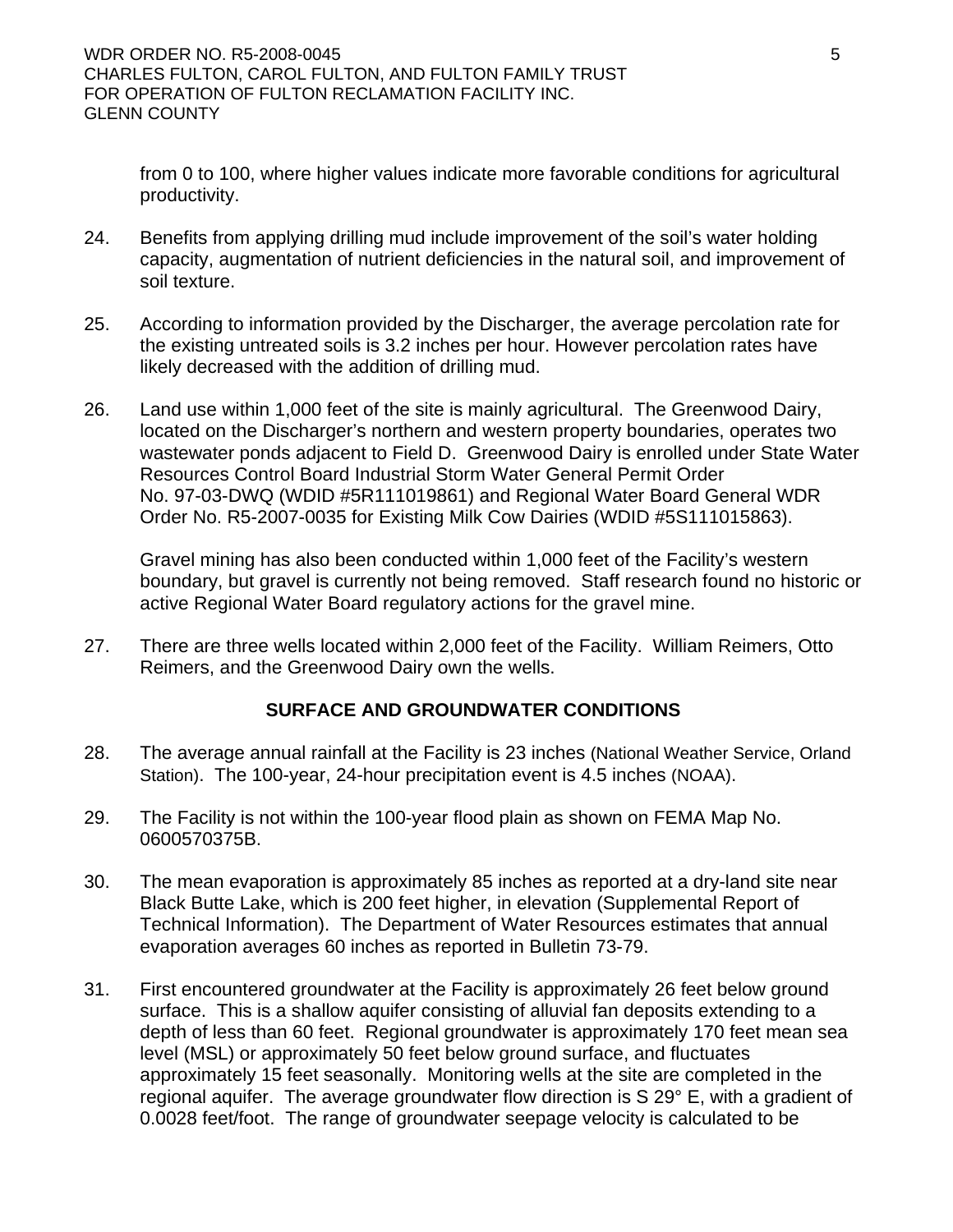from 0 to 100, where higher values indicate more favorable conditions for agricultural productivity.

24. Benefits from applying drilling mud include improvement of the soil's water holding capacity, augmentation of nutrient deficiencies in the natural soil, and improvement of soil texture.

25. According to information provided by the Discharger, the average percolation rate for the existing untreated soils is 3.2 inches per hour. However percolation rates have likely decreased with the addition of drilling mud.

26. Land use within 1,000 feet of the site is mainly agricultural. The Greenwood Dairy, located on the Discharger's northern and western property boundaries, operates two wastewater ponds adjacent to Field D. Greenwood Dairy is enrolled under State Water Resources Control Board Industrial Storm Water General Permit Order No. 97-03-DWQ (WDID #5R111019861) and Regional Water Board General WDR Order No. R5-2007-0035 for Existing Milk Cow Dairies (WDID #5S111015863).

    Gravel mining has also been conducted within 1,000 feet of the Facility's western boundary, but gravel is currently not being removed. Staff research found no historic or active Regional Water Board regulatory actions for the gravel mine.

27. There are three wells located within 2,000 feet of the Facility. William Reimers, Otto Reimers, and the Greenwood Dairy own the wells.

## SURFACE AND GROUNDWATER CONDITIONS

28. The average annual rainfall at the Facility is 23 inches (National Weather Service, Orland Station). The 100-year, 24-hour precipitation event is 4.5 inches (NOAA).

29. The Facility is not within the 100-year flood plain as shown on FEMA Map No. 0600570375B.

30. The mean evaporation is approximately 85 inches as reported at a dry-land site near Black Butte Lake, which is 200 feet higher, in elevation (Supplemental Report of Technical Information). The Department of Water Resources estimates that annual evaporation averages 60 inches as reported in Bulletin 73-79.

31. First encountered groundwater at the Facility is approximately 26 feet below ground surface. This is a shallow aquifer consisting of alluvial fan deposits extending to a depth of less than 60 feet. Regional groundwater is approximately 170 feet mean sea level (MSL) or approximately 50 feet below ground surface, and fluctuates approximately 15 feet seasonally. Monitoring wells at the site are completed in the regional aquifer. The average groundwater flow direction is S 29° E, with a gradient of 0.0028 feet/foot. The range of groundwater seepage velocity is calculated to be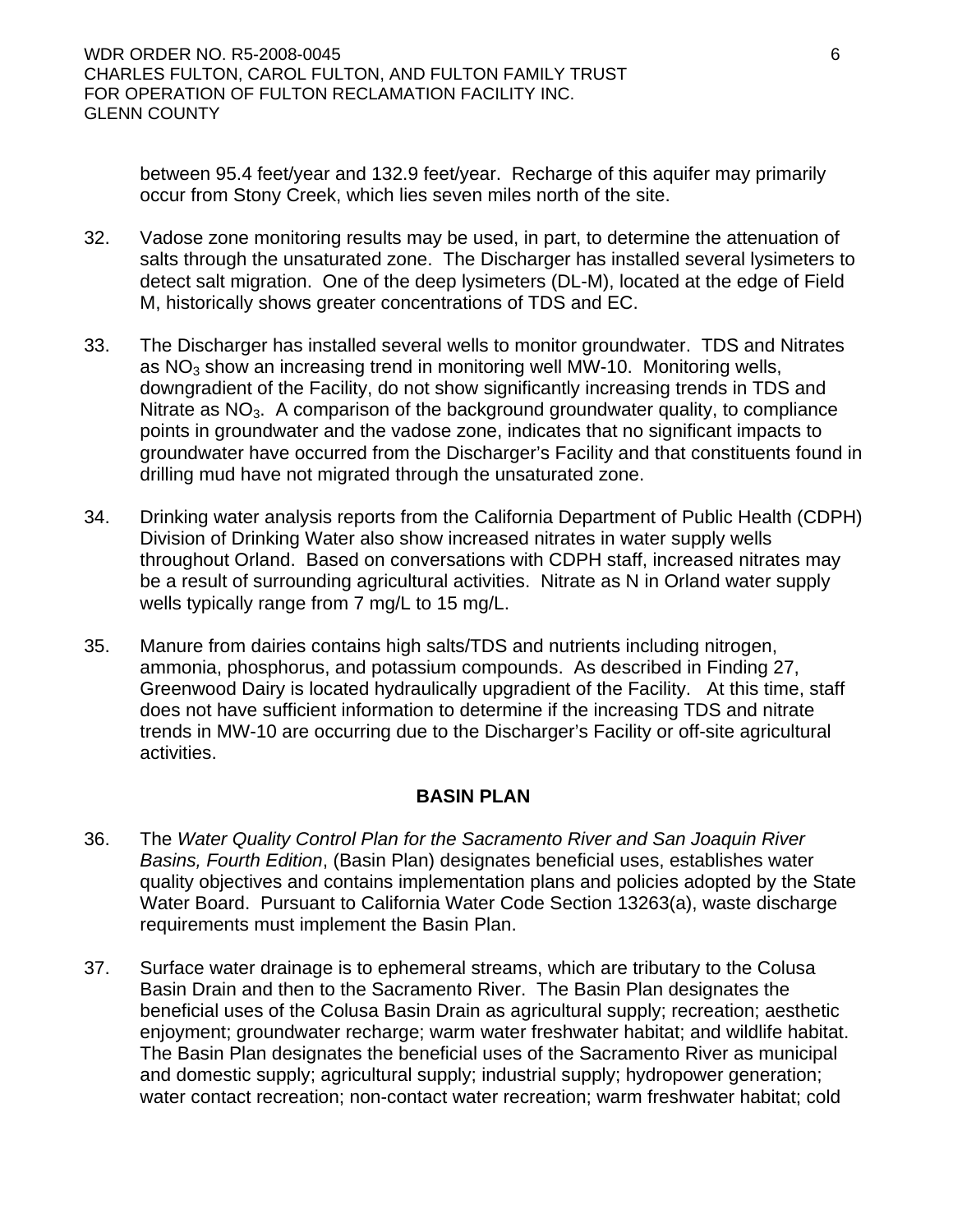between 95.4 feet/year and 132.9 feet/year. Recharge of this aquifer may primarily occur from Stony Creek, which lies seven miles north of the site.

32. Vadose zone monitoring results may be used, in part, to determine the attenuation of salts through the unsaturated zone. The Discharger has installed several lysimeters to detect salt migration. One of the deep lysimeters (DL-M), located at the edge of Field M, historically shows greater concentrations of TDS and EC.

33. The Discharger has installed several wells to monitor groundwater. TDS and Nitrates as $NO_3$ show an increasing trend in monitoring well MW-10. Monitoring wells, downgradient of the Facility, do not show significantly increasing trends in TDS and Nitrate as $NO_3$. A comparison of the background groundwater quality, to compliance points in groundwater and the vadose zone, indicates that no significant impacts to groundwater have occurred from the Discharger's Facility and that constituents found in drilling mud have not migrated through the unsaturated zone.

34. Drinking water analysis reports from the California Department of Public Health (CDPH) Division of Drinking Water also show increased nitrates in water supply wells throughout Orland. Based on conversations with CDPH staff, increased nitrates may be a result of surrounding agricultural activities. Nitrate as N in Orland water supply wells typically range from 7 mg/L to 15 mg/L.

35. Manure from dairies contains high salts/TDS and nutrients including nitrogen, ammonia, phosphorus, and potassium compounds. As described in Finding 27, Greenwood Dairy is located hydraulically upgradient of the Facility. At this time, staff does not have sufficient information to determine if the increasing TDS and nitrate trends in MW-10 are occurring due to the Discharger's Facility or off-site agricultural activities.

## BASIN PLAN

36. The *Water Quality Control Plan for the Sacramento River and San Joaquin River Basins, Fourth Edition*, (Basin Plan) designates beneficial uses, establishes water quality objectives and contains implementation plans and policies adopted by the State Water Board. Pursuant to California Water Code Section 13263(a), waste discharge requirements must implement the Basin Plan.

37. Surface water drainage is to ephemeral streams, which are tributary to the Colusa Basin Drain and then to the Sacramento River. The Basin Plan designates the beneficial uses of the Colusa Basin Drain as agricultural supply; recreation; aesthetic enjoyment; groundwater recharge; warm water freshwater habitat; and wildlife habitat. The Basin Plan designates the beneficial uses of the Sacramento River as municipal and domestic supply; agricultural supply; industrial supply; hydropower generation; water contact recreation; non-contact water recreation; warm freshwater habitat; cold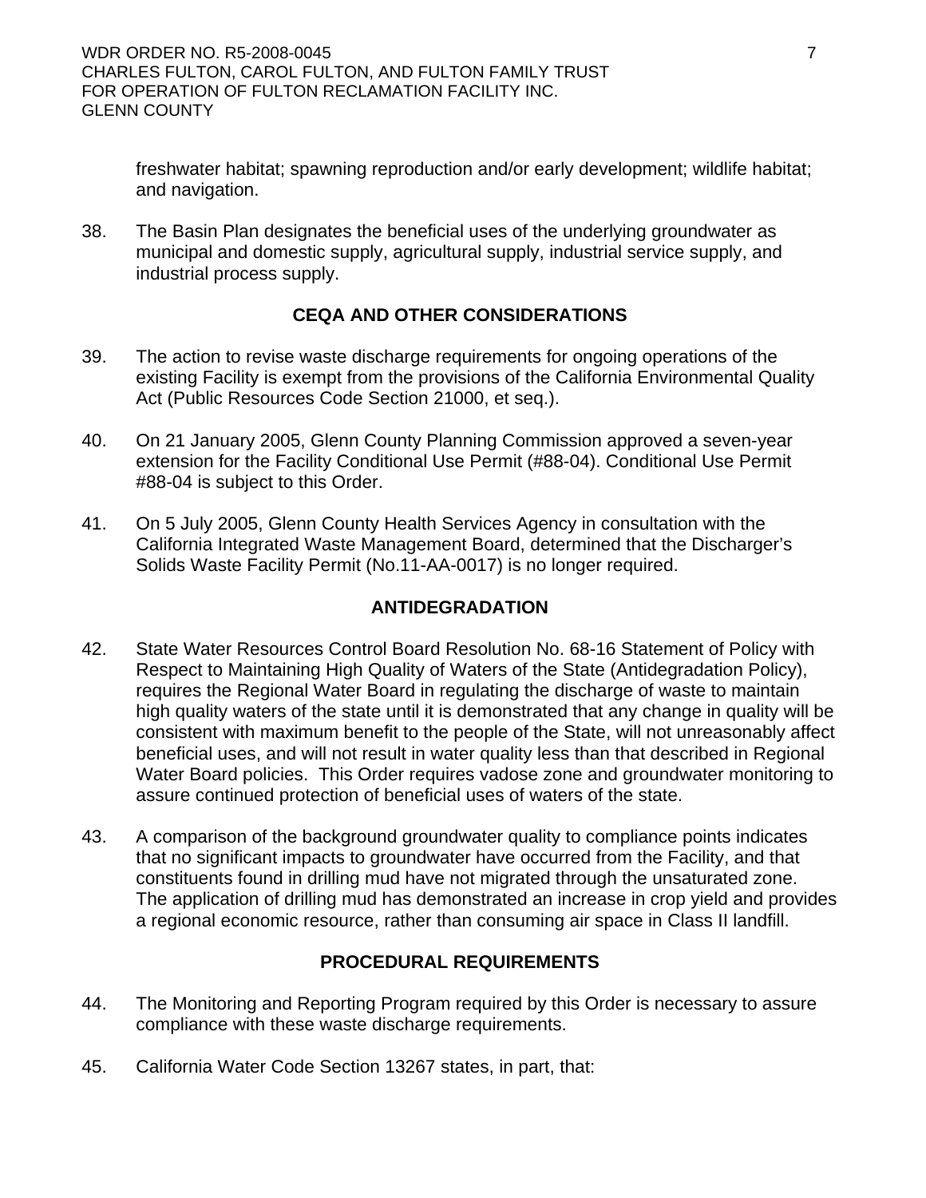freshwater habitat; spawning reproduction and/or early development; wildlife habitat; and navigation.

38. The Basin Plan designates the beneficial uses of the underlying groundwater as municipal and domestic supply, agricultural supply, industrial service supply, and industrial process supply.

## CEQA AND OTHER CONSIDERATIONS

39. The action to revise waste discharge requirements for ongoing operations of the existing Facility is exempt from the provisions of the California Environmental Quality Act (Public Resources Code Section 21000, et seq.).

40. On 21 January 2005, Glenn County Planning Commission approved a seven-year extension for the Facility Conditional Use Permit (#88-04). Conditional Use Permit #88-04 is subject to this Order.

41. On 5 July 2005, Glenn County Health Services Agency in consultation with the California Integrated Waste Management Board, determined that the Discharger's Solids Waste Facility Permit (No.11-AA-0017) is no longer required.

## ANTIDEGRADATION

42. State Water Resources Control Board Resolution No. 68-16 Statement of Policy with Respect to Maintaining High Quality of Waters of the State (Antidegradation Policy), requires the Regional Water Board in regulating the discharge of waste to maintain high quality waters of the state until it is demonstrated that any change in quality will be consistent with maximum benefit to the people of the State, will not unreasonably affect beneficial uses, and will not result in water quality less than that described in Regional Water Board policies. This Order requires vadose zone and groundwater monitoring to assure continued protection of beneficial uses of waters of the state.

43. A comparison of the background groundwater quality to compliance points indicates that no significant impacts to groundwater have occurred from the Facility, and that constituents found in drilling mud have not migrated through the unsaturated zone. The application of drilling mud has demonstrated an increase in crop yield and provides a regional economic resource, rather than consuming air space in Class II landfill.

## PROCEDURAL REQUIREMENTS

44. The Monitoring and Reporting Program required by this Order is necessary to assure compliance with these waste discharge requirements.

45. California Water Code Section 13267 states, in part, that: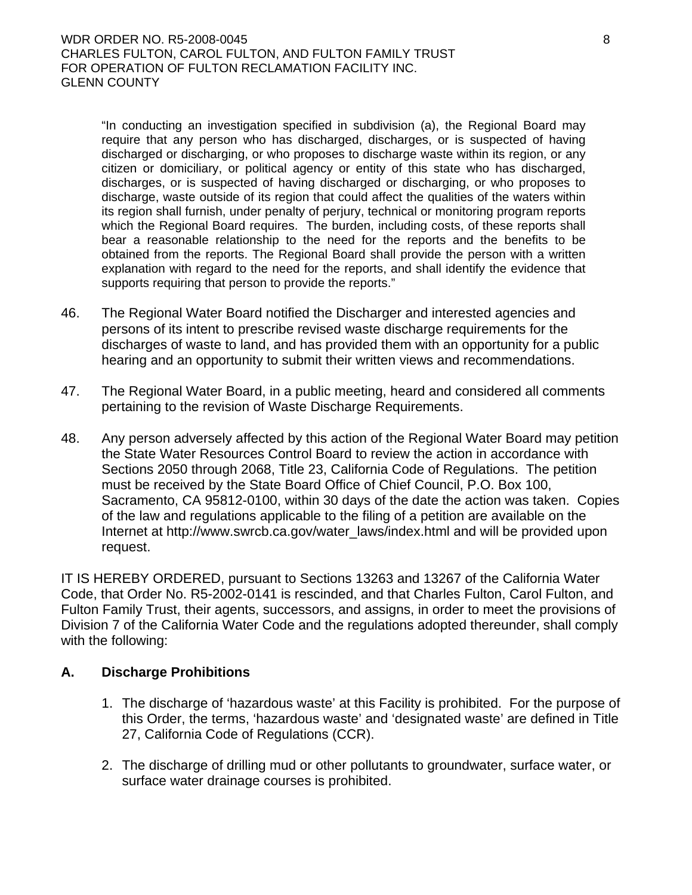> "In conducting an investigation specified in subdivision (a), the Regional Board may require that any person who has discharged, discharges, or is suspected of having discharged or discharging, or who proposes to discharge waste within its region, or any citizen or domiciliary, or political agency or entity of this state who has discharged, discharges, or is suspected of having discharged or discharging, or who proposes to discharge, waste outside of its region that could affect the qualities of the waters within its region shall furnish, under penalty of perjury, technical or monitoring program reports which the Regional Board requires. The burden, including costs, of these reports shall bear a reasonable relationship to the need for the reports and the benefits to be obtained from the reports. The Regional Board shall provide the person with a written explanation with regard to the need for the reports, and shall identify the evidence that supports requiring that person to provide the reports."

46. The Regional Water Board notified the Discharger and interested agencies and persons of its intent to prescribe revised waste discharge requirements for the discharges of waste to land, and has provided them with an opportunity for a public hearing and an opportunity to submit their written views and recommendations.

47. The Regional Water Board, in a public meeting, heard and considered all comments pertaining to the revision of Waste Discharge Requirements.

48. Any person adversely affected by this action of the Regional Water Board may petition the State Water Resources Control Board to review the action in accordance with Sections 2050 through 2068, Title 23, California Code of Regulations. The petition must be received by the State Board Office of Chief Council, P.O. Box 100, Sacramento, CA 95812-0100, within 30 days of the date the action was taken. Copies of the law and regulations applicable to the filing of a petition are available on the Internet at http://www.swrcb.ca.gov/water_laws/index.html and will be provided upon request.

IT IS HEREBY ORDERED, pursuant to Sections 13263 and 13267 of the California Water Code, that Order No. R5-2002-0141 is rescinded, and that Charles Fulton, Carol Fulton, and Fulton Family Trust, their agents, successors, and assigns, in order to meet the provisions of Division 7 of the California Water Code and the regulations adopted thereunder, shall comply with the following:

## A. Discharge Prohibitions

1. The discharge of 'hazardous waste' at this Facility is prohibited. For the purpose of this Order, the terms, 'hazardous waste' and 'designated waste' are defined in Title 27, California Code of Regulations (CCR).

2. The discharge of drilling mud or other pollutants to groundwater, surface water, or surface water drainage courses is prohibited.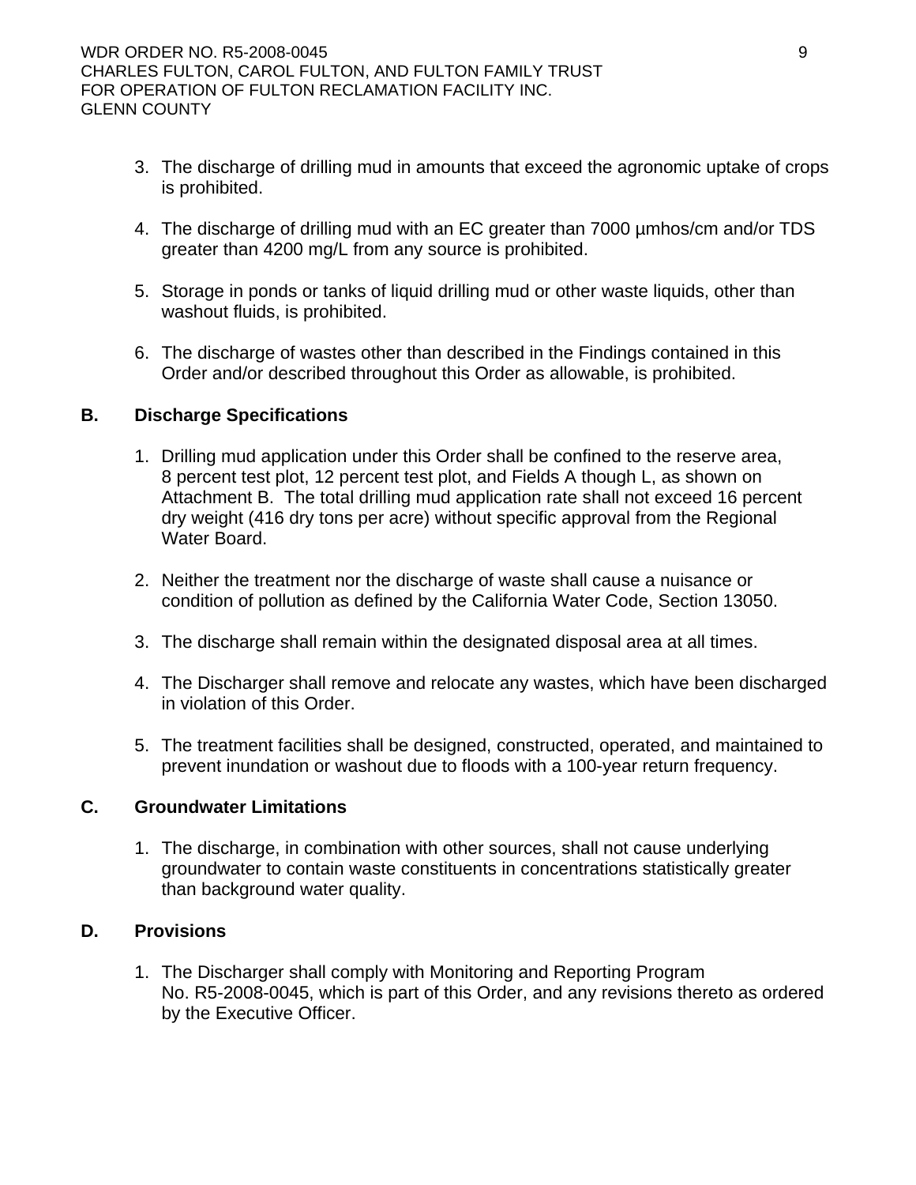3. The discharge of drilling mud in amounts that exceed the agronomic uptake of crops is prohibited.

4. The discharge of drilling mud with an EC greater than 7000 µmhos/cm and/or TDS greater than 4200 mg/L from any source is prohibited.

5. Storage in ponds or tanks of liquid drilling mud or other waste liquids, other than washout fluids, is prohibited.

6. The discharge of wastes other than described in the Findings contained in this Order and/or described throughout this Order as allowable, is prohibited.

**B. Discharge Specifications**

1. Drilling mud application under this Order shall be confined to the reserve area, 8 percent test plot, 12 percent test plot, and Fields A though L, as shown on Attachment B. The total drilling mud application rate shall not exceed 16 percent dry weight (416 dry tons per acre) without specific approval from the Regional Water Board.

2. Neither the treatment nor the discharge of waste shall cause a nuisance or condition of pollution as defined by the California Water Code, Section 13050.

3. The discharge shall remain within the designated disposal area at all times.

4. The Discharger shall remove and relocate any wastes, which have been discharged in violation of this Order.

5. The treatment facilities shall be designed, constructed, operated, and maintained to prevent inundation or washout due to floods with a 100-year return frequency.

**C. Groundwater Limitations**

1. The discharge, in combination with other sources, shall not cause underlying groundwater to contain waste constituents in concentrations statistically greater than background water quality.

**D. Provisions**

1. The Discharger shall comply with Monitoring and Reporting Program No. R5-2008-0045, which is part of this Order, and any revisions thereto as ordered by the Executive Officer.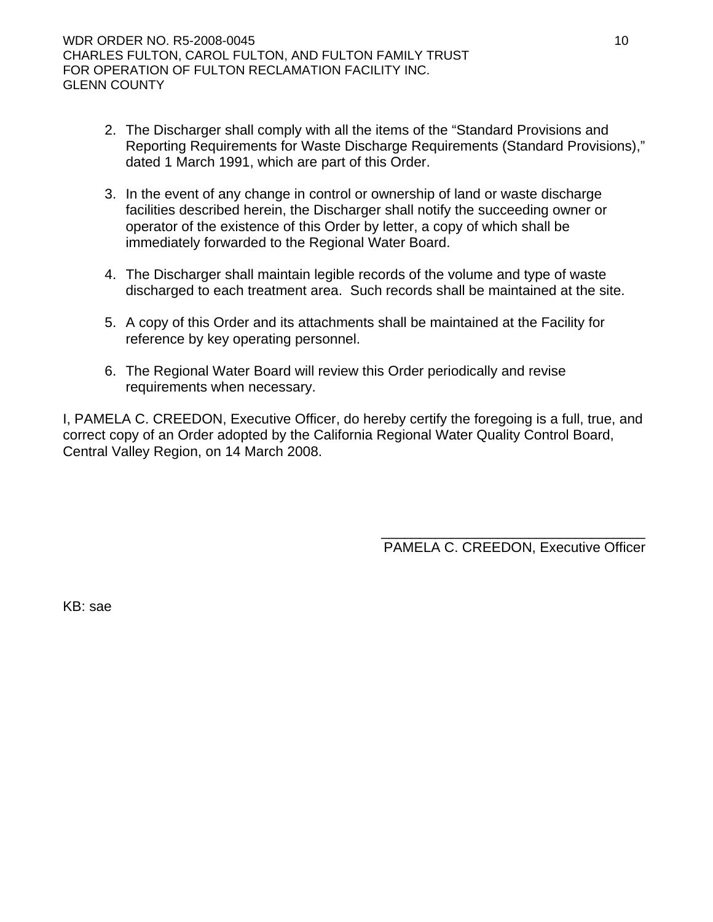2. The Discharger shall comply with all the items of the "Standard Provisions and Reporting Requirements for Waste Discharge Requirements (Standard Provisions)," dated 1 March 1991, which are part of this Order.

3. In the event of any change in control or ownership of land or waste discharge facilities described herein, the Discharger shall notify the succeeding owner or operator of the existence of this Order by letter, a copy of which shall be immediately forwarded to the Regional Water Board.

4. The Discharger shall maintain legible records of the volume and type of waste discharged to each treatment area. Such records shall be maintained at the site.

5. A copy of this Order and its attachments shall be maintained at the Facility for reference by key operating personnel.

6. The Regional Water Board will review this Order periodically and revise requirements when necessary.

I, PAMELA C. CREEDON, Executive Officer, do hereby certify the foregoing is a full, true, and correct copy of an Order adopted by the California Regional Water Quality Control Board, Central Valley Region, on 14 March 2008.

\_\_\_\_\_\_\_\_\_\_\_\_\_\_\_\_\_\_\_\_\_\_\_\_\_\_\_\_\_\_\_\_\_\_\_\_

PAMELA C. CREEDON, Executive Officer

KB: sae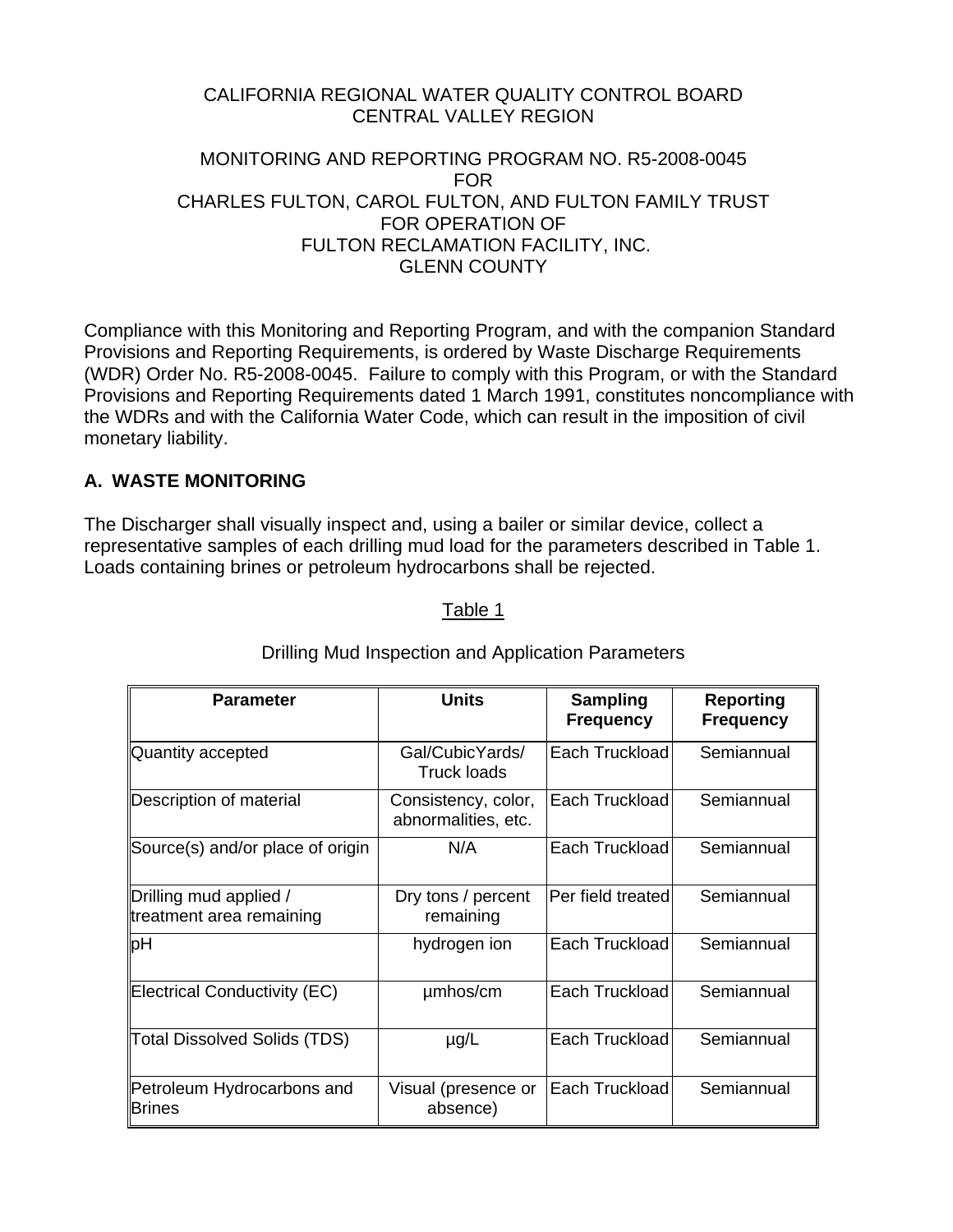CALIFORNIA REGIONAL WATER QUALITY CONTROL BOARD
CENTRAL VALLEY REGION

MONITORING AND REPORTING PROGRAM NO. R5-2008-0045
FOR
CHARLES FULTON, CAROL FULTON, AND FULTON FAMILY TRUST
FOR OPERATION OF
FULTON RECLAMATION FACILITY, INC.
GLENN COUNTY

Compliance with this Monitoring and Reporting Program, and with the companion Standard Provisions and Reporting Requirements, is ordered by Waste Discharge Requirements (WDR) Order No. R5-2008-0045. Failure to comply with this Program, or with the Standard Provisions and Reporting Requirements dated 1 March 1991, constitutes noncompliance with the WDRs and with the California Water Code, which can result in the imposition of civil monetary liability.

## A. WASTE MONITORING

The Discharger shall visually inspect and, using a bailer or similar device, collect a representative samples of each drilling mud load for the parameters described in Table 1. Loads containing brines or petroleum hydrocarbons shall be rejected.

Table 1

Drilling Mud Inspection and Application Parameters

| Parameter | Units | Sampling Frequency | Reporting Frequency |
|---|---|---|---|
| Quantity accepted | Gal/CubicYards/ Truck loads | Each Truckload | Semiannual |
| Description of material | Consistency, color, abnormalities, etc. | Each Truckload | Semiannual |
| Source(s) and/or place of origin | N/A | Each Truckload | Semiannual |
| Drilling mud applied / treatment area remaining | Dry tons / percent remaining | Per field treated | Semiannual |
| pH | hydrogen ion | Each Truckload | Semiannual |
| Electrical Conductivity (EC) | µmhos/cm | Each Truckload | Semiannual |
| Total Dissolved Solids (TDS) | µg/L | Each Truckload | Semiannual |
| Petroleum Hydrocarbons and Brines | Visual (presence or absence) | Each Truckload | Semiannual |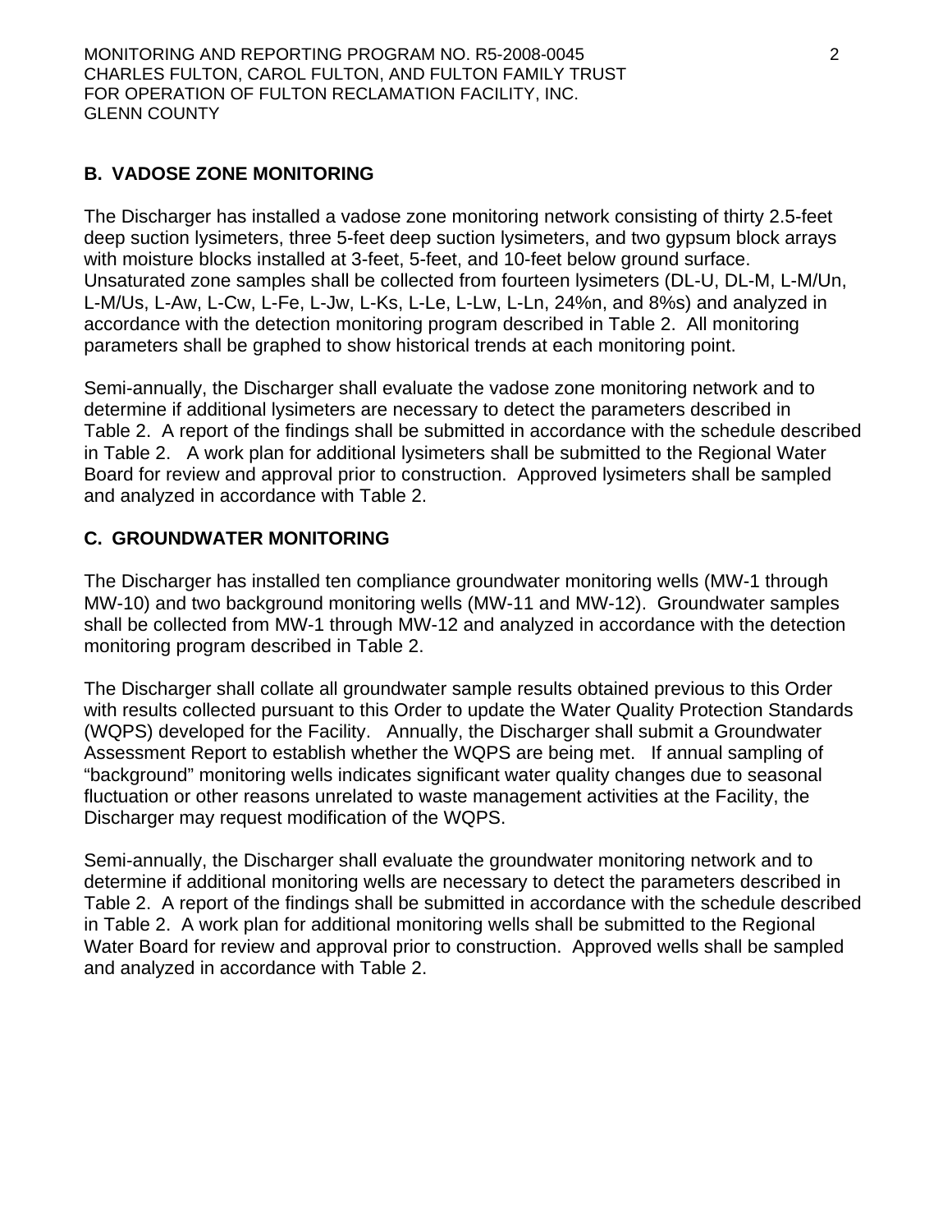## B. VADOSE ZONE MONITORING

The Discharger has installed a vadose zone monitoring network consisting of thirty 2.5-feet deep suction lysimeters, three 5-feet deep suction lysimeters, and two gypsum block arrays with moisture blocks installed at 3-feet, 5-feet, and 10-feet below ground surface. Unsaturated zone samples shall be collected from fourteen lysimeters (DL-U, DL-M, L-M/Un, L-M/Us, L-Aw, L-Cw, L-Fe, L-Jw, L-Ks, L-Le, L-Lw, L-Ln, 24%n, and 8%s) and analyzed in accordance with the detection monitoring program described in Table 2. All monitoring parameters shall be graphed to show historical trends at each monitoring point.

Semi-annually, the Discharger shall evaluate the vadose zone monitoring network and to determine if additional lysimeters are necessary to detect the parameters described in Table 2. A report of the findings shall be submitted in accordance with the schedule described in Table 2. A work plan for additional lysimeters shall be submitted to the Regional Water Board for review and approval prior to construction. Approved lysimeters shall be sampled and analyzed in accordance with Table 2.

## C. GROUNDWATER MONITORING

The Discharger has installed ten compliance groundwater monitoring wells (MW-1 through MW-10) and two background monitoring wells (MW-11 and MW-12). Groundwater samples shall be collected from MW-1 through MW-12 and analyzed in accordance with the detection monitoring program described in Table 2.

The Discharger shall collate all groundwater sample results obtained previous to this Order with results collected pursuant to this Order to update the Water Quality Protection Standards (WQPS) developed for the Facility. Annually, the Discharger shall submit a Groundwater Assessment Report to establish whether the WQPS are being met. If annual sampling of "background" monitoring wells indicates significant water quality changes due to seasonal fluctuation or other reasons unrelated to waste management activities at the Facility, the Discharger may request modification of the WQPS.

Semi-annually, the Discharger shall evaluate the groundwater monitoring network and to determine if additional monitoring wells are necessary to detect the parameters described in Table 2. A report of the findings shall be submitted in accordance with the schedule described in Table 2. A work plan for additional monitoring wells shall be submitted to the Regional Water Board for review and approval prior to construction. Approved wells shall be sampled and analyzed in accordance with Table 2.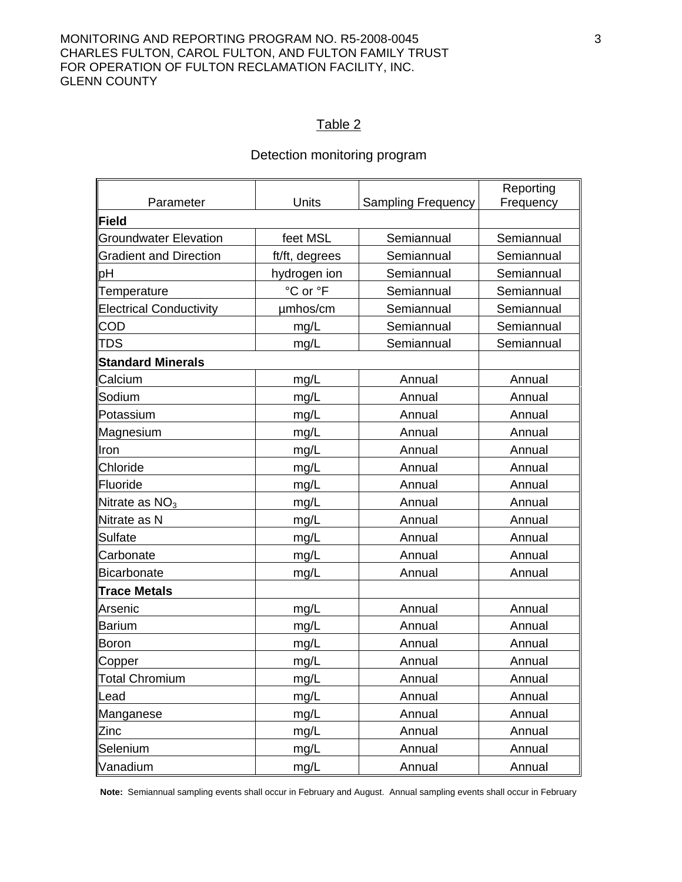## Table 2

### Detection monitoring program

| Parameter | Units | Sampling Frequency | Reporting Frequency |
|---|---|---|---|
| **Field** | | | |
| Groundwater Elevation | feet MSL | Semiannual | Semiannual |
| Gradient and Direction | ft/ft, degrees | Semiannual | Semiannual |
| pH | hydrogen ion | Semiannual | Semiannual |
| Temperature | °C or °F | Semiannual | Semiannual |
| Electrical Conductivity | µmhos/cm | Semiannual | Semiannual |
| COD | mg/L | Semiannual | Semiannual |
| TDS | mg/L | Semiannual | Semiannual |
| **Standard Minerals** | | | |
| Calcium | mg/L | Annual | Annual |
| Sodium | mg/L | Annual | Annual |
| Potassium | mg/L | Annual | Annual |
| Magnesium | mg/L | Annual | Annual |
| Iron | mg/L | Annual | Annual |
| Chloride | mg/L | Annual | Annual |
| Fluoride | mg/L | Annual | Annual |
| Nitrate as $NO_3$ | mg/L | Annual | Annual |
| Nitrate as N | mg/L | Annual | Annual |
| Sulfate | mg/L | Annual | Annual |
| Carbonate | mg/L | Annual | Annual |
| Bicarbonate | mg/L | Annual | Annual |
| **Trace Metals** | | | |
| Arsenic | mg/L | Annual | Annual |
| Barium | mg/L | Annual | Annual |
| Boron | mg/L | Annual | Annual |
| Copper | mg/L | Annual | Annual |
| Total Chromium | mg/L | Annual | Annual |
| Lead | mg/L | Annual | Annual |
| Manganese | mg/L | Annual | Annual |
| Zinc | mg/L | Annual | Annual |
| Selenium | mg/L | Annual | Annual |
| Vanadium | mg/L | Annual | Annual |

**Note:** Semiannual sampling events shall occur in February and August. Annual sampling events shall occur in February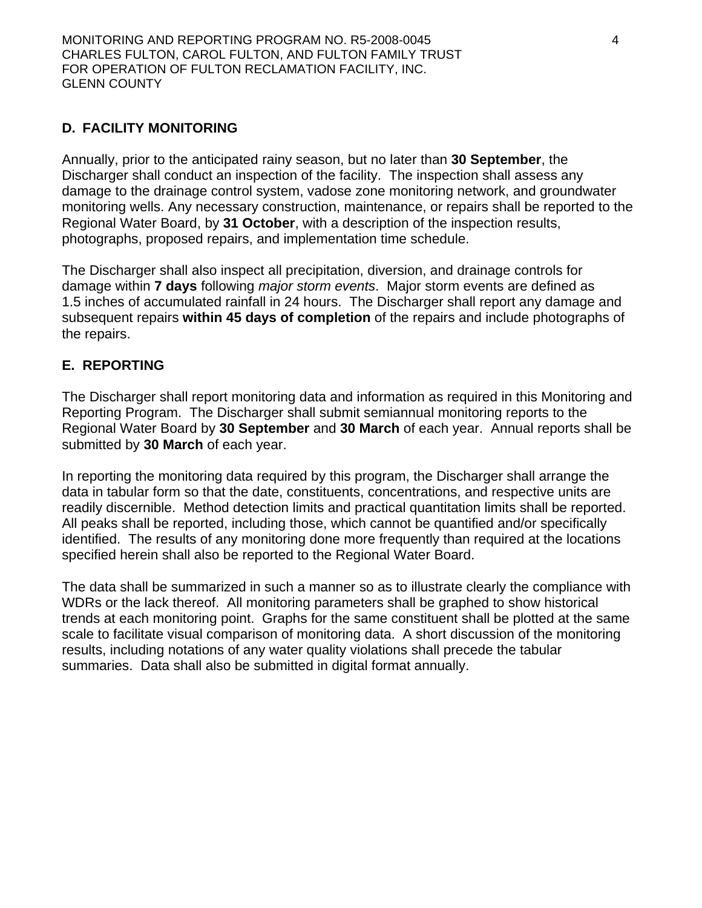## D. FACILITY MONITORING

Annually, prior to the anticipated rainy season, but no later than **30 September**, the Discharger shall conduct an inspection of the facility. The inspection shall assess any damage to the drainage control system, vadose zone monitoring network, and groundwater monitoring wells. Any necessary construction, maintenance, or repairs shall be reported to the Regional Water Board, by **31 October**, with a description of the inspection results, photographs, proposed repairs, and implementation time schedule.

The Discharger shall also inspect all precipitation, diversion, and drainage controls for damage within **7 days** following *major storm events*. Major storm events are defined as 1.5 inches of accumulated rainfall in 24 hours. The Discharger shall report any damage and subsequent repairs **within 45 days of completion** of the repairs and include photographs of the repairs.

## E. REPORTING

The Discharger shall report monitoring data and information as required in this Monitoring and Reporting Program. The Discharger shall submit semiannual monitoring reports to the Regional Water Board by **30 September** and **30 March** of each year. Annual reports shall be submitted by **30 March** of each year.

In reporting the monitoring data required by this program, the Discharger shall arrange the data in tabular form so that the date, constituents, concentrations, and respective units are readily discernible. Method detection limits and practical quantitation limits shall be reported. All peaks shall be reported, including those, which cannot be quantified and/or specifically identified. The results of any monitoring done more frequently than required at the locations specified herein shall also be reported to the Regional Water Board.

The data shall be summarized in such a manner so as to illustrate clearly the compliance with WDRs or the lack thereof. All monitoring parameters shall be graphed to show historical trends at each monitoring point. Graphs for the same constituent shall be plotted at the same scale to facilitate visual comparison of monitoring data. A short discussion of the monitoring results, including notations of any water quality violations shall precede the tabular summaries. Data shall also be submitted in digital format annually.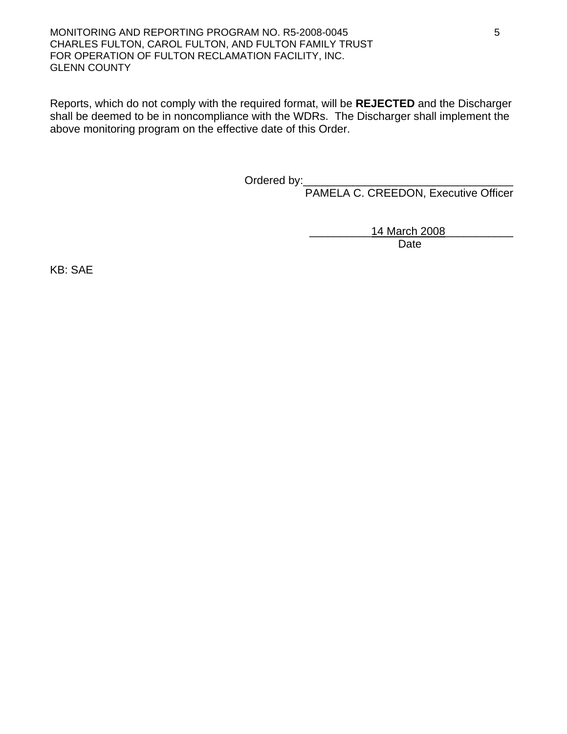Reports, which do not comply with the required format, will be **REJECTED** and the Discharger shall be deemed to be in noncompliance with the WDRs. The Discharger shall implement the above monitoring program on the effective date of this Order.

Ordered by:\_\_\_\_\_\_\_\_\_\_\_\_\_\_\_\_\_\_\_\_\_\_\_\_\_\_\_\_\_\_\_\_\_\_\_
PAMELA C. CREEDON, Executive Officer

\_\_\_\_\_\_\_\_\_\_14 March 2008\_\_\_\_\_\_\_\_\_\_\_
Date

KB: SAE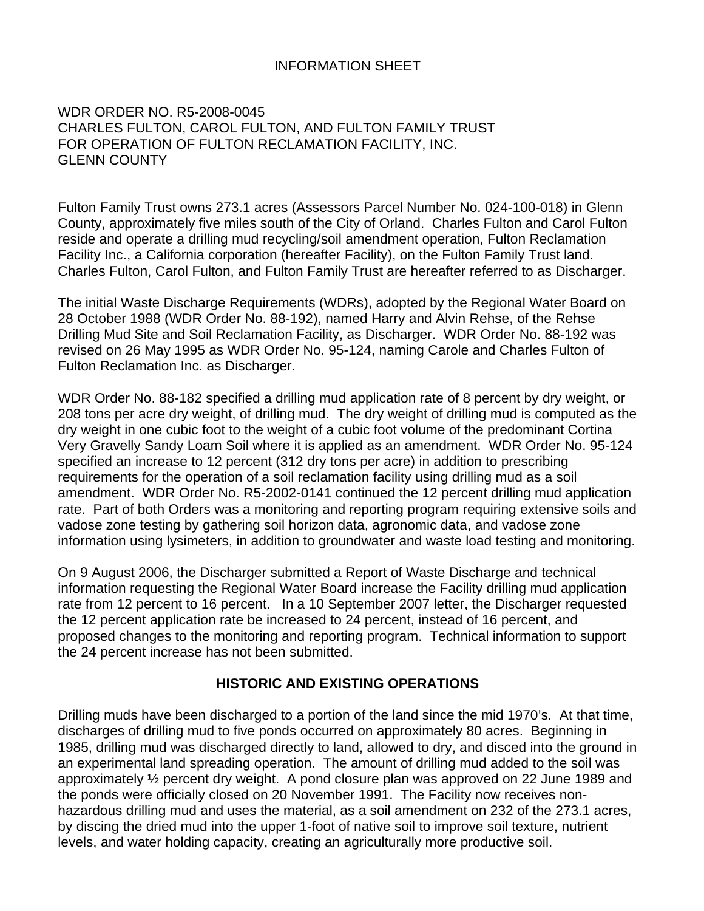INFORMATION SHEET

WDR ORDER NO. R5-2008-0045
CHARLES FULTON, CAROL FULTON, AND FULTON FAMILY TRUST
FOR OPERATION OF FULTON RECLAMATION FACILITY, INC.
GLENN COUNTY

Fulton Family Trust owns 273.1 acres (Assessors Parcel Number No. 024-100-018) in Glenn County, approximately five miles south of the City of Orland. Charles Fulton and Carol Fulton reside and operate a drilling mud recycling/soil amendment operation, Fulton Reclamation Facility Inc., a California corporation (hereafter Facility), on the Fulton Family Trust land. Charles Fulton, Carol Fulton, and Fulton Family Trust are hereafter referred to as Discharger.

The initial Waste Discharge Requirements (WDRs), adopted by the Regional Water Board on 28 October 1988 (WDR Order No. 88-192), named Harry and Alvin Rehse, of the Rehse Drilling Mud Site and Soil Reclamation Facility, as Discharger. WDR Order No. 88-192 was revised on 26 May 1995 as WDR Order No. 95-124, naming Carole and Charles Fulton of Fulton Reclamation Inc. as Discharger.

WDR Order No. 88-182 specified a drilling mud application rate of 8 percent by dry weight, or 208 tons per acre dry weight, of drilling mud. The dry weight of drilling mud is computed as the dry weight in one cubic foot to the weight of a cubic foot volume of the predominant Cortina Very Gravelly Sandy Loam Soil where it is applied as an amendment. WDR Order No. 95-124 specified an increase to 12 percent (312 dry tons per acre) in addition to prescribing requirements for the operation of a soil reclamation facility using drilling mud as a soil amendment. WDR Order No. R5-2002-0141 continued the 12 percent drilling mud application rate. Part of both Orders was a monitoring and reporting program requiring extensive soils and vadose zone testing by gathering soil horizon data, agronomic data, and vadose zone information using lysimeters, in addition to groundwater and waste load testing and monitoring.

On 9 August 2006, the Discharger submitted a Report of Waste Discharge and technical information requesting the Regional Water Board increase the Facility drilling mud application rate from 12 percent to 16 percent. In a 10 September 2007 letter, the Discharger requested the 12 percent application rate be increased to 24 percent, instead of 16 percent, and proposed changes to the monitoring and reporting program. Technical information to support the 24 percent increase has not been submitted.

## HISTORIC AND EXISTING OPERATIONS

Drilling muds have been discharged to a portion of the land since the mid 1970's. At that time, discharges of drilling mud to five ponds occurred on approximately 80 acres. Beginning in 1985, drilling mud was discharged directly to land, allowed to dry, and disced into the ground in an experimental land spreading operation. The amount of drilling mud added to the soil was approximately ½ percent dry weight. A pond closure plan was approved on 22 June 1989 and the ponds were officially closed on 20 November 1991. The Facility now receives non-hazardous drilling mud and uses the material, as a soil amendment on 232 of the 273.1 acres, by discing the dried mud into the upper 1-foot of native soil to improve soil texture, nutrient levels, and water holding capacity, creating an agriculturally more productive soil.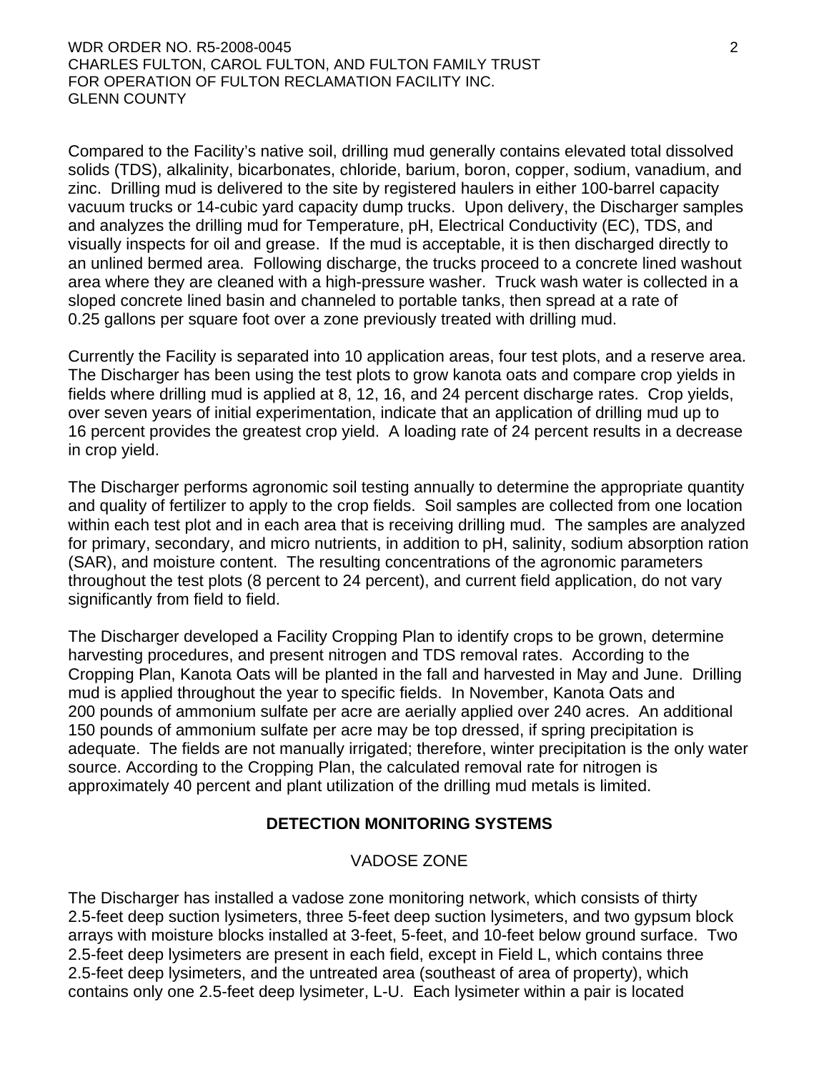Compared to the Facility's native soil, drilling mud generally contains elevated total dissolved solids (TDS), alkalinity, bicarbonates, chloride, barium, boron, copper, sodium, vanadium, and zinc. Drilling mud is delivered to the site by registered haulers in either 100-barrel capacity vacuum trucks or 14-cubic yard capacity dump trucks. Upon delivery, the Discharger samples and analyzes the drilling mud for Temperature, pH, Electrical Conductivity (EC), TDS, and visually inspects for oil and grease. If the mud is acceptable, it is then discharged directly to an unlined bermed area. Following discharge, the trucks proceed to a concrete lined washout area where they are cleaned with a high-pressure washer. Truck wash water is collected in a sloped concrete lined basin and channeled to portable tanks, then spread at a rate of 0.25 gallons per square foot over a zone previously treated with drilling mud.

Currently the Facility is separated into 10 application areas, four test plots, and a reserve area. The Discharger has been using the test plots to grow kanota oats and compare crop yields in fields where drilling mud is applied at 8, 12, 16, and 24 percent discharge rates. Crop yields, over seven years of initial experimentation, indicate that an application of drilling mud up to 16 percent provides the greatest crop yield. A loading rate of 24 percent results in a decrease in crop yield.

The Discharger performs agronomic soil testing annually to determine the appropriate quantity and quality of fertilizer to apply to the crop fields. Soil samples are collected from one location within each test plot and in each area that is receiving drilling mud. The samples are analyzed for primary, secondary, and micro nutrients, in addition to pH, salinity, sodium absorption ration (SAR), and moisture content. The resulting concentrations of the agronomic parameters throughout the test plots (8 percent to 24 percent), and current field application, do not vary significantly from field to field.

The Discharger developed a Facility Cropping Plan to identify crops to be grown, determine harvesting procedures, and present nitrogen and TDS removal rates. According to the Cropping Plan, Kanota Oats will be planted in the fall and harvested in May and June. Drilling mud is applied throughout the year to specific fields. In November, Kanota Oats and 200 pounds of ammonium sulfate per acre are aerially applied over 240 acres. An additional 150 pounds of ammonium sulfate per acre may be top dressed, if spring precipitation is adequate. The fields are not manually irrigated; therefore, winter precipitation is the only water source. According to the Cropping Plan, the calculated removal rate for nitrogen is approximately 40 percent and plant utilization of the drilling mud metals is limited.

## DETECTION MONITORING SYSTEMS

### VADOSE ZONE

The Discharger has installed a vadose zone monitoring network, which consists of thirty 2.5-feet deep suction lysimeters, three 5-feet deep suction lysimeters, and two gypsum block arrays with moisture blocks installed at 3-feet, 5-feet, and 10-feet below ground surface. Two 2.5-feet deep lysimeters are present in each field, except in Field L, which contains three 2.5-feet deep lysimeters, and the untreated area (southeast of area of property), which contains only one 2.5-feet deep lysimeter, L-U. Each lysimeter within a pair is located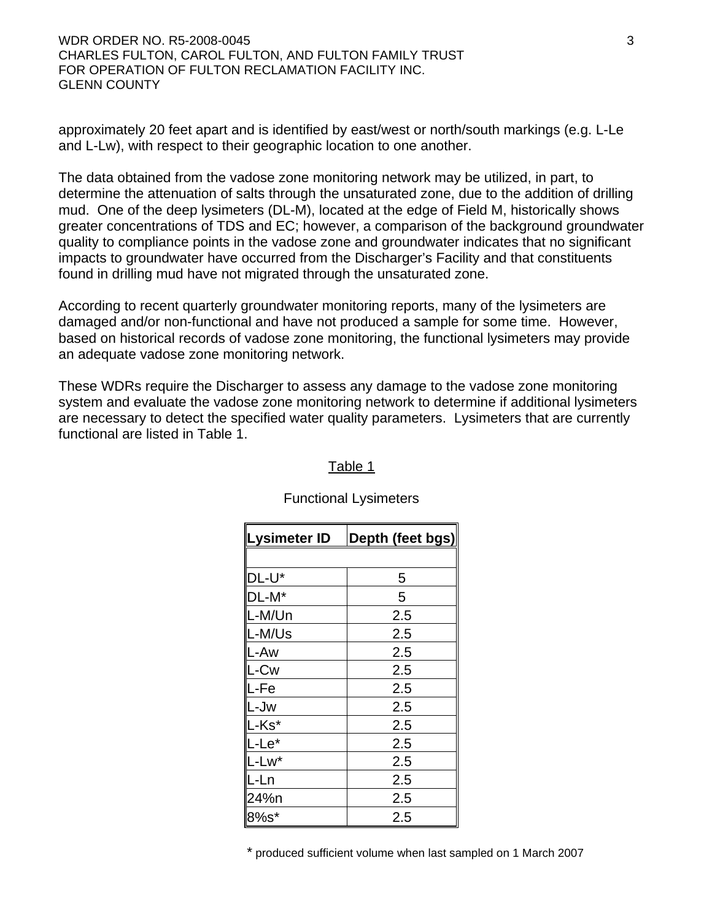approximately 20 feet apart and is identified by east/west or north/south markings (e.g. L-Le and L-Lw), with respect to their geographic location to one another.

The data obtained from the vadose zone monitoring network may be utilized, in part, to determine the attenuation of salts through the unsaturated zone, due to the addition of drilling mud. One of the deep lysimeters (DL-M), located at the edge of Field M, historically shows greater concentrations of TDS and EC; however, a comparison of the background groundwater quality to compliance points in the vadose zone and groundwater indicates that no significant impacts to groundwater have occurred from the Discharger's Facility and that constituents found in drilling mud have not migrated through the unsaturated zone.

According to recent quarterly groundwater monitoring reports, many of the lysimeters are damaged and/or non-functional and have not produced a sample for some time. However, based on historical records of vadose zone monitoring, the functional lysimeters may provide an adequate vadose zone monitoring network.

These WDRs require the Discharger to assess any damage to the vadose zone monitoring system and evaluate the vadose zone monitoring network to determine if additional lysimeters are necessary to detect the specified water quality parameters. Lysimeters that are currently functional are listed in Table 1.

Table 1

Functional Lysimeters

| Lysimeter ID | Depth (feet bgs) |
|---|---|
| | |
| DL-U* | 5 |
| DL-M* | 5 |
| L-M/Un | 2.5 |
| L-M/Us | 2.5 |
| L-Aw | 2.5 |
| L-Cw | 2.5 |
| L-Fe | 2.5 |
| L-Jw | 2.5 |
| L-Ks* | 2.5 |
| L-Le* | 2.5 |
| L-Lw* | 2.5 |
| L-Ln | 2.5 |
| 24%n | 2.5 |
| 8%s* | 2.5 |

* produced sufficient volume when last sampled on 1 March 2007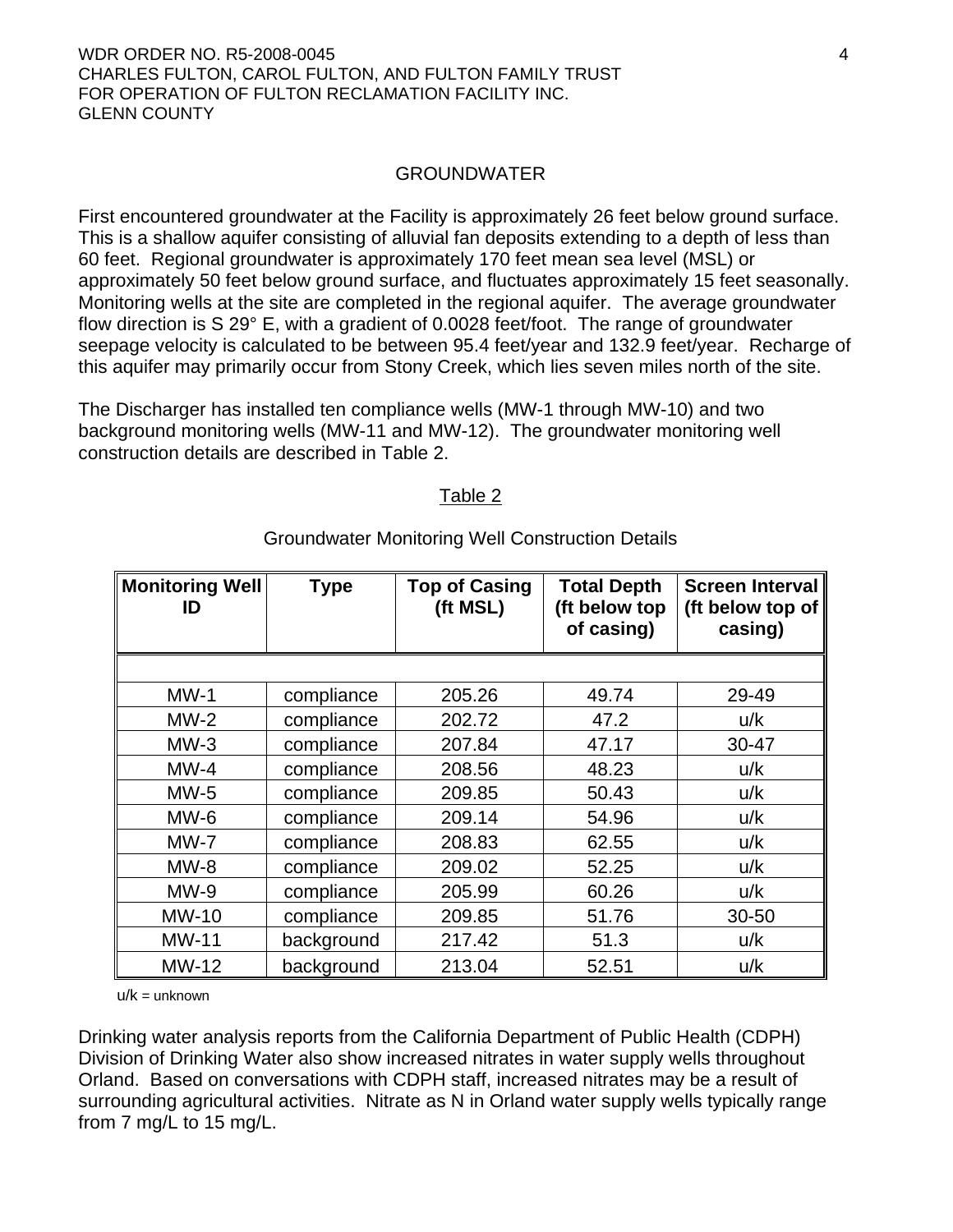## GROUNDWATER

First encountered groundwater at the Facility is approximately 26 feet below ground surface. This is a shallow aquifer consisting of alluvial fan deposits extending to a depth of less than 60 feet. Regional groundwater is approximately 170 feet mean sea level (MSL) or approximately 50 feet below ground surface, and fluctuates approximately 15 feet seasonally. Monitoring wells at the site are completed in the regional aquifer. The average groundwater flow direction is S 29° E, with a gradient of 0.0028 feet/foot. The range of groundwater seepage velocity is calculated to be between 95.4 feet/year and 132.9 feet/year. Recharge of this aquifer may primarily occur from Stony Creek, which lies seven miles north of the site.

The Discharger has installed ten compliance wells (MW-1 through MW-10) and two background monitoring wells (MW-11 and MW-12). The groundwater monitoring well construction details are described in Table 2.

Table 2

Groundwater Monitoring Well Construction Details

| Monitoring Well ID | Type | Top of Casing (ft MSL) | Total Depth (ft below top of casing) | Screen Interval (ft below top of casing) |
|---|---|---|---|---|
| MW-1 | compliance | 205.26 | 49.74 | 29-49 |
| MW-2 | compliance | 202.72 | 47.2 | u/k |
| MW-3 | compliance | 207.84 | 47.17 | 30-47 |
| MW-4 | compliance | 208.56 | 48.23 | u/k |
| MW-5 | compliance | 209.85 | 50.43 | u/k |
| MW-6 | compliance | 209.14 | 54.96 | u/k |
| MW-7 | compliance | 208.83 | 62.55 | u/k |
| MW-8 | compliance | 209.02 | 52.25 | u/k |
| MW-9 | compliance | 205.99 | 60.26 | u/k |
| MW-10 | compliance | 209.85 | 51.76 | 30-50 |
| MW-11 | background | 217.42 | 51.3 | u/k |
| MW-12 | background | 213.04 | 52.51 | u/k |

u/k = unknown

Drinking water analysis reports from the California Department of Public Health (CDPH) Division of Drinking Water also show increased nitrates in water supply wells throughout Orland. Based on conversations with CDPH staff, increased nitrates may be a result of surrounding agricultural activities. Nitrate as N in Orland water supply wells typically range from 7 mg/L to 15 mg/L.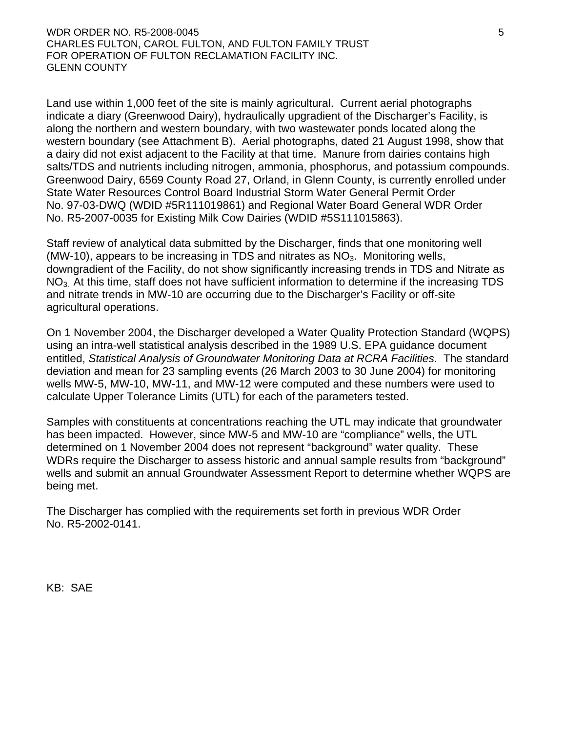Land use within 1,000 feet of the site is mainly agricultural. Current aerial photographs indicate a diary (Greenwood Dairy), hydraulically upgradient of the Discharger's Facility, is along the northern and western boundary, with two wastewater ponds located along the western boundary (see Attachment B). Aerial photographs, dated 21 August 1998, show that a dairy did not exist adjacent to the Facility at that time. Manure from dairies contains high salts/TDS and nutrients including nitrogen, ammonia, phosphorus, and potassium compounds. Greenwood Dairy, 6569 County Road 27, Orland, in Glenn County, is currently enrolled under State Water Resources Control Board Industrial Storm Water General Permit Order No. 97-03-DWQ (WDID #5R111019861) and Regional Water Board General WDR Order No. R5-2007-0035 for Existing Milk Cow Dairies (WDID #5S111015863).

Staff review of analytical data submitted by the Discharger, finds that one monitoring well (MW-10), appears to be increasing in TDS and nitrates as $NO_3$. Monitoring wells, downgradient of the Facility, do not show significantly increasing trends in TDS and Nitrate as $NO_3$. At this time, staff does not have sufficient information to determine if the increasing TDS and nitrate trends in MW-10 are occurring due to the Discharger's Facility or off-site agricultural operations.

On 1 November 2004, the Discharger developed a Water Quality Protection Standard (WQPS) using an intra-well statistical analysis described in the 1989 U.S. EPA guidance document entitled, *Statistical Analysis of Groundwater Monitoring Data at RCRA Facilities*. The standard deviation and mean for 23 sampling events (26 March 2003 to 30 June 2004) for monitoring wells MW-5, MW-10, MW-11, and MW-12 were computed and these numbers were used to calculate Upper Tolerance Limits (UTL) for each of the parameters tested.

Samples with constituents at concentrations reaching the UTL may indicate that groundwater has been impacted. However, since MW-5 and MW-10 are "compliance" wells, the UTL determined on 1 November 2004 does not represent "background" water quality. These WDRs require the Discharger to assess historic and annual sample results from "background" wells and submit an annual Groundwater Assessment Report to determine whether WQPS are being met.

The Discharger has complied with the requirements set forth in previous WDR Order No. R5-2002-0141.

KB: SAE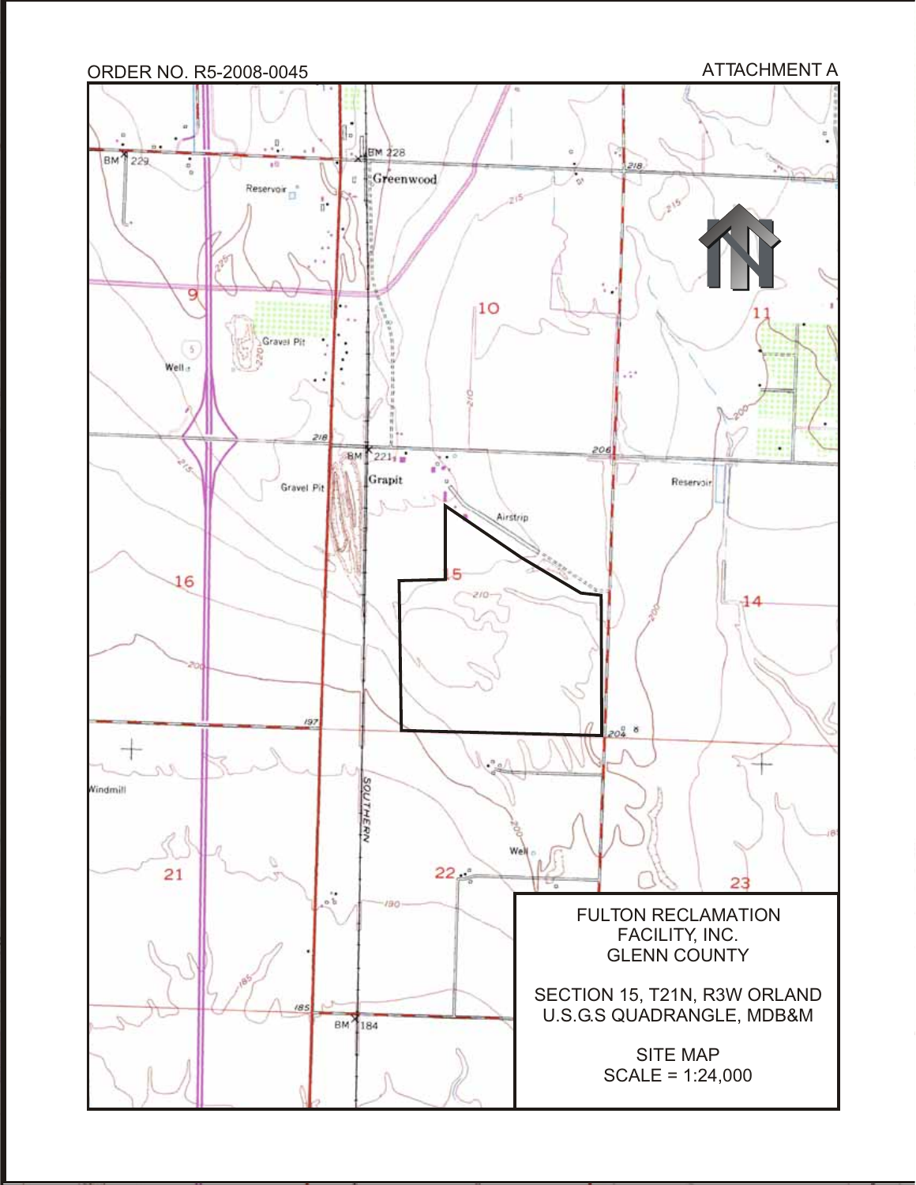ORDER NO. R5-2008-0045

ATTACHMENT A

FULTON RECLAMATION FACILITY, INC.
GLENN COUNTY

SECTION 15, T21N, R3W ORLAND U.S.G.S QUADRANGLE, MDB&M

SITE MAP
SCALE = 1:24,000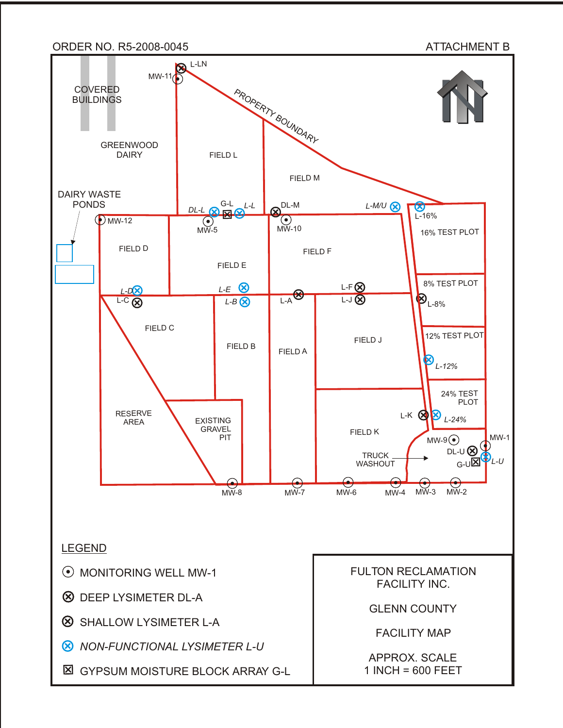ORDER NO. R5-2008-0045

ATTACHMENT B

COVERED BUILDINGS

GREENWOOD DAIRY

DAIRY WASTE PONDS

L-LN

MW-11

PROPERTY BOUNDARY

FIELD L

FIELD M

DL-L

G-L

L-L

DL-M

L-M/U

L-16%

MW-12

MW-5

MW-10

16% TEST PLOT

FIELD D

FIELD E

FIELD F

L-D

L-C

L-E

L-B

L-A

L-F

L-J

8% TEST PLOT

L-8%

FIELD C

FIELD B

FIELD A

FIELD J

12% TEST PLOT

L-12%

24% TEST PLOT

RESERVE AREA

EXISTING GRAVEL PIT

L-K

L-24%

FIELD K

MW-9

MW-1

DL-U

G-U

L-U

TRUCK WASHOUT

MW-8

MW-7

MW-6

MW-4

MW-3

MW-2

LEGEND

MONITORING WELL MW-1

DEEP LYSIMETER DL-A

SHALLOW LYSIMETER L-A

*NON-FUNCTIONAL LYSIMETER L-U*

GYPSUM MOISTURE BLOCK ARRAY G-L

FULTON RECLAMATION FACILITY INC.

GLENN COUNTY

FACILITY MAP

APPROX. SCALE
1 INCH = 600 FEET